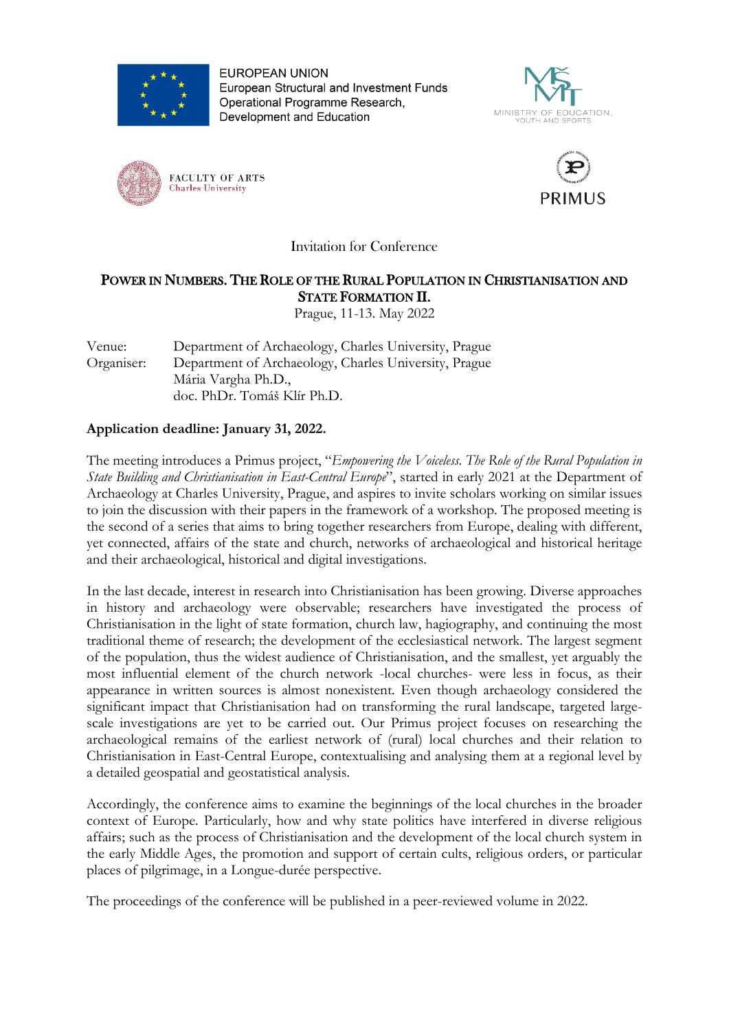EUROPEAN UNION
European Structural and Investment Funds
Operational Programme Research, Development and Education

MINISTRY OF EDUCATION, YOUTH AND SPORTS

FACULTY OF ARTS
Charles University

PRIMUS

Invitation for Conference

## POWER IN NUMBERS. THE ROLE OF THE RURAL POPULATION IN CHRISTIANISATION AND STATE FORMATION II.

Prague, 11-13. May 2022

Venue: Department of Archaeology, Charles University, Prague
Organiser: Department of Archaeology, Charles University, Prague
Mária Vargha Ph.D.,
doc. PhDr. Tomáš Klír Ph.D.

**Application deadline: January 31, 2022.**

The meeting introduces a Primus project, "*Empowering the Voiceless. The Role of the Rural Population in State Building and Christianisation in East-Central Europe*", started in early 2021 at the Department of Archaeology at Charles University, Prague, and aspires to invite scholars working on similar issues to join the discussion with their papers in the framework of a workshop. The proposed meeting is the second of a series that aims to bring together researchers from Europe, dealing with different, yet connected, affairs of the state and church, networks of archaeological and historical heritage and their archaeological, historical and digital investigations.

In the last decade, interest in research into Christianisation has been growing. Diverse approaches in history and archaeology were observable; researchers have investigated the process of Christianisation in the light of state formation, church law, hagiography, and continuing the most traditional theme of research; the development of the ecclesiastical network. The largest segment of the population, thus the widest audience of Christianisation, and the smallest, yet arguably the most influential element of the church network -local churches- were less in focus, as their appearance in written sources is almost nonexistent. Even though archaeology considered the significant impact that Christianisation had on transforming the rural landscape, targeted large-scale investigations are yet to be carried out. Our Primus project focuses on researching the archaeological remains of the earliest network of (rural) local churches and their relation to Christianisation in East-Central Europe, contextualising and analysing them at a regional level by a detailed geospatial and geostatistical analysis.

Accordingly, the conference aims to examine the beginnings of the local churches in the broader context of Europe. Particularly, how and why state politics have interfered in diverse religious affairs; such as the process of Christianisation and the development of the local church system in the early Middle Ages, the promotion and support of certain cults, religious orders, or particular places of pilgrimage, in a Longue-durée perspective.

The proceedings of the conference will be published in a peer-reviewed volume in 2022.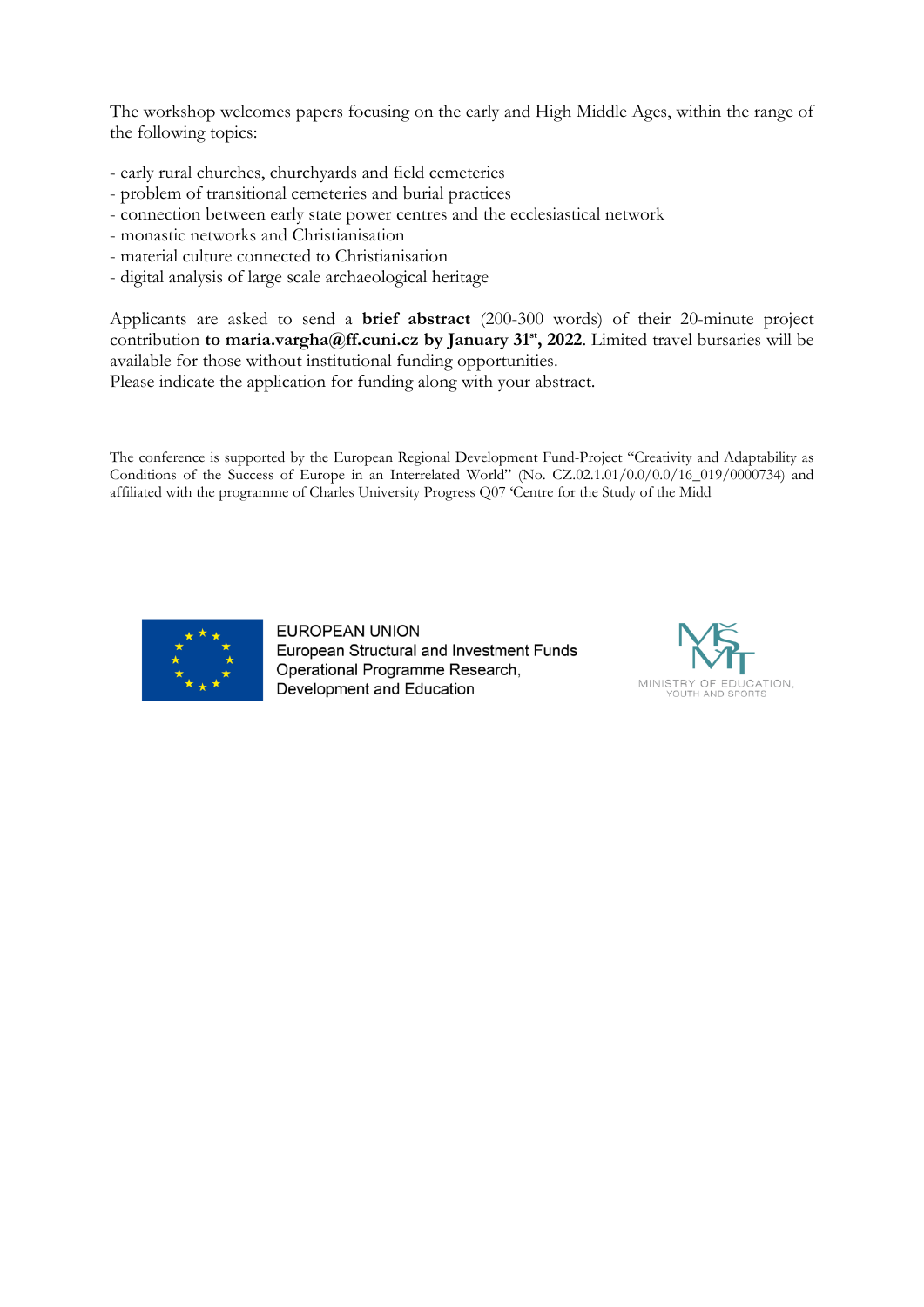The workshop welcomes papers focusing on the early and High Middle Ages, within the range of the following topics:

- early rural churches, churchyards and field cemeteries
- problem of transitional cemeteries and burial practices
- connection between early state power centres and the ecclesiastical network
- monastic networks and Christianisation
- material culture connected to Christianisation
- digital analysis of large scale archaeological heritage

Applicants are asked to send a **brief abstract** (200-300 words) of their 20-minute project contribution **to maria.vargha@ff.cuni.cz by January 31st, 2022**. Limited travel bursaries will be available for those without institutional funding opportunities.
Please indicate the application for funding along with your abstract.

The conference is supported by the European Regional Development Fund-Project "Creativity and Adaptability as Conditions of the Success of Europe in an Interrelated World" (No. CZ.02.1.01/0.0/0.0/16_019/0000734) and affiliated with the programme of Charles University Progress Q07 'Centre for the Study of the Midd

EUROPEAN UNION
European Structural and Investment Funds
Operational Programme Research,
Development and Education

MINISTRY OF EDUCATION,
YOUTH AND SPORTS